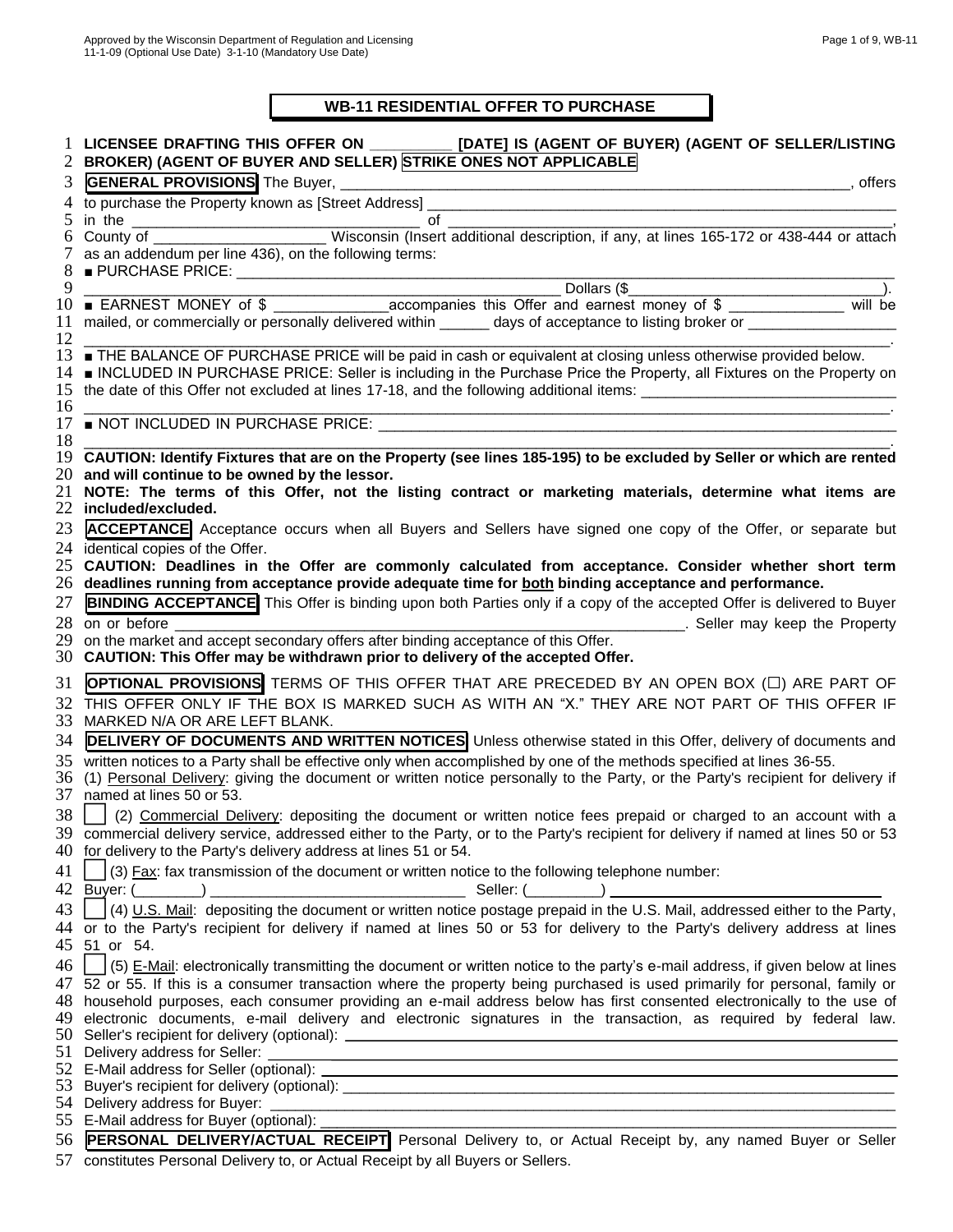# WB-11 RESIDENTIAL OFFER TO PURCHASE

1 **LICENSEE DRAFTING THIS OFFER ON __________ [DATE] IS (AGENT OF BUYER) (AGENT OF SELLER/LISTING**
2 **BROKER) (AGENT OF BUYER AND SELLER) STRIKE ONES NOT APPLICABLE**

3 **GENERAL PROVISIONS** The Buyer, ________________________________________________________________, offers
4 to purchase the Property known as [Street Address] ______________________________________________________
5 in the __________________________________ of ______________________________________________________,
6 County of ____________________ Wisconsin (Insert additional description, if any, at lines 165-172 or 438-444 or attach
7 as an addendum per line 436), on the following terms:
8 ■ PURCHASE PRICE: ______________________________________________________________________________
9 ____________________________________________________ Dollars ($_______________________________).
10 ■ EARNEST MONEY of $ _____________accompanies this Offer and earnest money of $ _____________ will be
11 mailed, or commercially or personally delivered within ______ days of acceptance to listing broker or _________________
12 ________________________________________________________________________________________________.
13 ■ THE BALANCE OF PURCHASE PRICE will be paid in cash or equivalent at closing unless otherwise provided below.
14 ■ INCLUDED IN PURCHASE PRICE: Seller is including in the Purchase Price the Property, all Fixtures on the Property on
15 the date of this Offer not excluded at lines 17-18, and the following additional items: _______________________________
16 ________________________________________________________________________________________________.
17 ■ NOT INCLUDED IN PURCHASE PRICE: _______________________________________________________________
18 ________________________________________________________________________________________________.
19 **CAUTION: Identify Fixtures that are on the Property (see lines 185-195) to be excluded by Seller or which are rented**
20 **and will continue to be owned by the lessor.**
21 **NOTE: The terms of this Offer, not the listing contract or marketing materials, determine what items are**
22 **included/excluded.**

23 **ACCEPTANCE** Acceptance occurs when all Buyers and Sellers have signed one copy of the Offer, or separate but
24 identical copies of the Offer.
25 **CAUTION: Deadlines in the Offer are commonly calculated from acceptance. Consider whether short term**
26 **deadlines running from acceptance provide adequate time for both binding acceptance and performance.**

27 **BINDING ACCEPTANCE** This Offer is binding upon both Parties only if a copy of the accepted Offer is delivered to Buyer
28 on or before ______________________________________________________________. Seller may keep the Property
29 on the market and accept secondary offers after binding acceptance of this Offer.
30 **CAUTION: This Offer may be withdrawn prior to delivery of the accepted Offer.**

31 **OPTIONAL PROVISIONS** TERMS OF THIS OFFER THAT ARE PRECEDED BY AN OPEN BOX (☐) ARE PART OF
32 THIS OFFER ONLY IF THE BOX IS MARKED SUCH AS WITH AN "X." THEY ARE NOT PART OF THIS OFFER IF
33 MARKED N/A OR ARE LEFT BLANK.

34 **DELIVERY OF DOCUMENTS AND WRITTEN NOTICES** Unless otherwise stated in this Offer, delivery of documents and
35 written notices to a Party shall be effective only when accomplished by one of the methods specified at lines 36-55.
36 (1) Personal Delivery: giving the document or written notice personally to the Party, or the Party's recipient for delivery if
37 named at lines 50 or 53.
38 ☐ (2) Commercial Delivery: depositing the document or written notice fees prepaid or charged to an account with a
39 commercial delivery service, addressed either to the Party, or to the Party's recipient for delivery if named at lines 50 or 53
40 for delivery to the Party's delivery address at lines 51 or 54.
41 ☐ (3) Fax: fax transmission of the document or written notice to the following telephone number:
42 Buyer: (________) ______________________________ Seller: (________) ______________________________
43 ☐ (4) U.S. Mail: depositing the document or written notice postage prepaid in the U.S. Mail, addressed either to the Party,
44 or to the Party's recipient for delivery if named at lines 50 or 53 for delivery to the Party's delivery address at lines
45 51 or 54.
46 ☐ (5) E-Mail: electronically transmitting the document or written notice to the party's e-mail address, if given below at lines
47 52 or 55. If this is a consumer transaction where the property being purchased is used primarily for personal, family or
48 household purposes, each consumer providing an e-mail address below has first consented electronically to the use of
49 electronic documents, e-mail delivery and electronic signatures in the transaction, as required by federal law.
50 Seller's recipient for delivery (optional): ______________________________________________________________
51 Delivery address for Seller: ______________________________________________________________________
52 E-Mail address for Seller (optional): _________________________________________________________________
53 Buyer's recipient for delivery (optional): ______________________________________________________________
54 Delivery address for Buyer: ______________________________________________________________________
55 E-Mail address for Buyer (optional): _________________________________________________________________

56 **PERSONAL DELIVERY/ACTUAL RECEIPT** Personal Delivery to, or Actual Receipt by, any named Buyer or Seller
57 constitutes Personal Delivery to, or Actual Receipt by all Buyers or Sellers.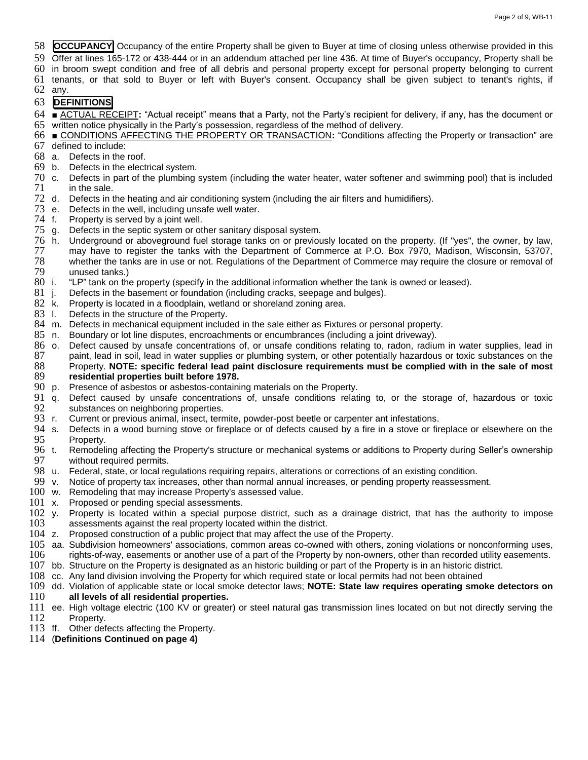**OCCUPANCY** Occupancy of the entire Property shall be given to Buyer at time of closing unless otherwise provided in this Offer at lines 165-172 or 438-444 or in an addendum attached per line 436. At time of Buyer's occupancy, Property shall be in broom swept condition and free of all debris and personal property except for personal property belonging to current tenants, or that sold to Buyer or left with Buyer's consent. Occupancy shall be given subject to tenant's rights, if any.

**DEFINITIONS**

■ ACTUAL RECEIPT**:** "Actual receipt" means that a Party, not the Party's recipient for delivery, if any, has the document or written notice physically in the Party's possession, regardless of the method of delivery.

■ CONDITIONS AFFECTING THE PROPERTY OR TRANSACTION**:** "Conditions affecting the Property or transaction" are defined to include:

a. Defects in the roof.
b. Defects in the electrical system.
c. Defects in part of the plumbing system (including the water heater, water softener and swimming pool) that is included in the sale.
d. Defects in the heating and air conditioning system (including the air filters and humidifiers).
e. Defects in the well, including unsafe well water.
f. Property is served by a joint well.
g. Defects in the septic system or other sanitary disposal system.
h. Underground or aboveground fuel storage tanks on or previously located on the property. (If "yes", the owner, by law, may have to register the tanks with the Department of Commerce at P.O. Box 7970, Madison, Wisconsin, 53707, whether the tanks are in use or not. Regulations of the Department of Commerce may require the closure or removal of unused tanks.)
i. "LP" tank on the property (specify in the additional information whether the tank is owned or leased).
j. Defects in the basement or foundation (including cracks, seepage and bulges).
k. Property is located in a floodplain, wetland or shoreland zoning area.
l. Defects in the structure of the Property.
m. Defects in mechanical equipment included in the sale either as Fixtures or personal property.
n. Boundary or lot line disputes, encroachments or encumbrances (including a joint driveway).
o. Defect caused by unsafe concentrations of, or unsafe conditions relating to, radon, radium in water supplies, lead in paint, lead in soil, lead in water supplies or plumbing system, or other potentially hazardous or toxic substances on the Property. **NOTE: specific federal lead paint disclosure requirements must be complied with in the sale of most residential properties built before 1978.**
p. Presence of asbestos or asbestos-containing materials on the Property.
q. Defect caused by unsafe concentrations of, unsafe conditions relating to, or the storage of, hazardous or toxic substances on neighboring properties.
r. Current or previous animal, insect, termite, powder-post beetle or carpenter ant infestations.
s. Defects in a wood burning stove or fireplace or of defects caused by a fire in a stove or fireplace or elsewhere on the Property.
t. Remodeling affecting the Property's structure or mechanical systems or additions to Property during Seller's ownership without required permits.
u. Federal, state, or local regulations requiring repairs, alterations or corrections of an existing condition.
v. Notice of property tax increases, other than normal annual increases, or pending property reassessment.
w. Remodeling that may increase Property's assessed value.
x. Proposed or pending special assessments.
y. Property is located within a special purpose district, such as a drainage district, that has the authority to impose assessments against the real property located within the district.
z. Proposed construction of a public project that may affect the use of the Property.
aa. Subdivision homeowners' associations, common areas co-owned with others, zoning violations or nonconforming uses, rights-of-way, easements or another use of a part of the Property by non-owners, other than recorded utility easements.
bb. Structure on the Property is designated as an historic building or part of the Property is in an historic district.
cc. Any land division involving the Property for which required state or local permits had not been obtained
dd. Violation of applicable state or local smoke detector laws; **NOTE: State law requires operating smoke detectors on all levels of all residential properties.**
ee. High voltage electric (100 KV or greater) or steel natural gas transmission lines located on but not directly serving the Property.
ff. Other defects affecting the Property.

(**Definitions Continued on page 4)**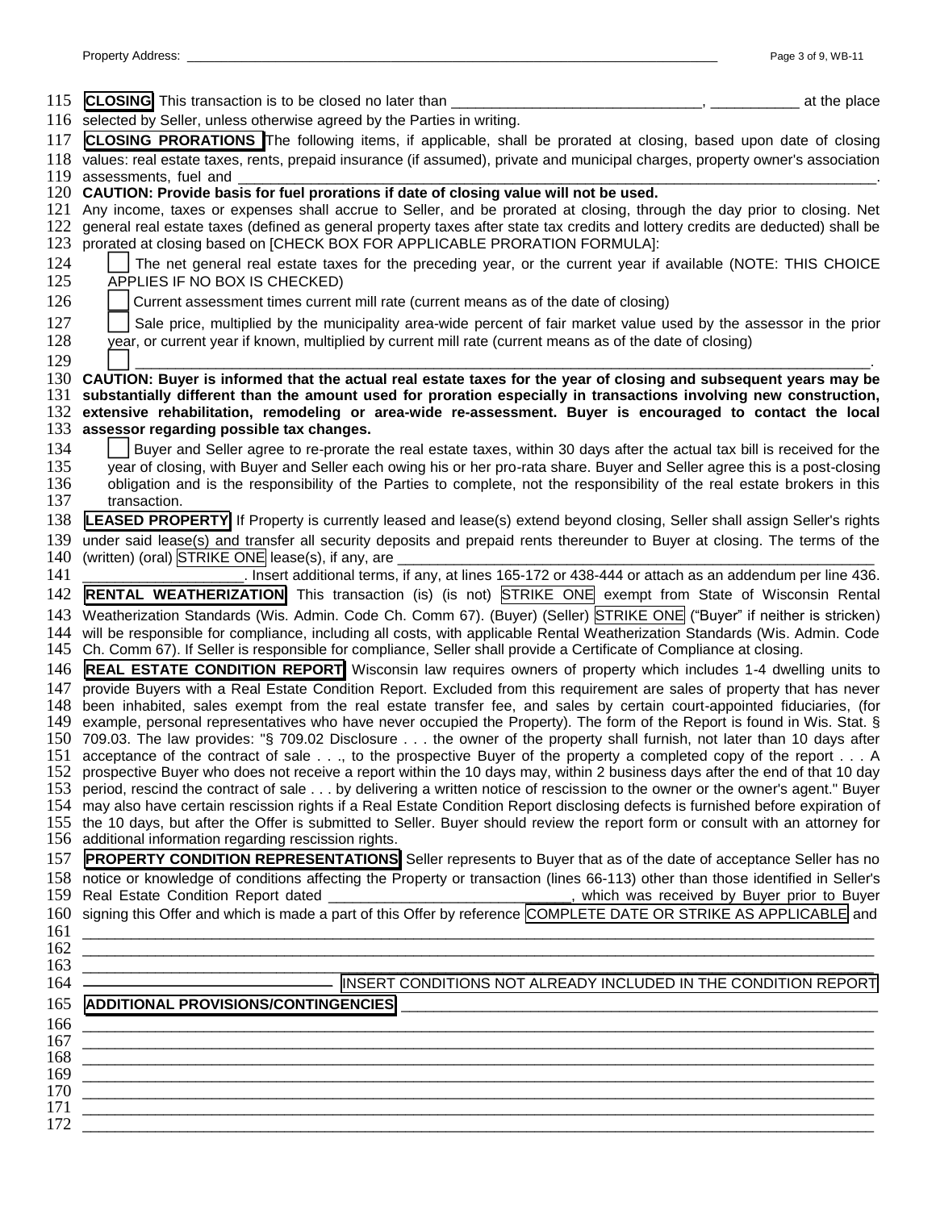115 **CLOSING** This transaction is to be closed no later than _______________________________, ___________ at the place
116 selected by Seller, unless otherwise agreed by the Parties in writing.

117 **CLOSING PRORATIONS** The following items, if applicable, shall be prorated at closing, based upon date of closing
118 values: real estate taxes, rents, prepaid insurance (if assumed), private and municipal charges, property owner's association
119 assessments, fuel and ______________________________________________________________________________.

120 **CAUTION: Provide basis for fuel prorations if date of closing value will not be used.**

121 Any income, taxes or expenses shall accrue to Seller, and be prorated at closing, through the day prior to closing. Net
122 general real estate taxes (defined as general property taxes after state tax credits and lottery credits are deducted) shall be
123 prorated at closing based on [CHECK BOX FOR APPLICABLE PRORATION FORMULA]:

124 ☐ The net general real estate taxes for the preceding year, or the current year if available (NOTE: THIS CHOICE
125 APPLIES IF NO BOX IS CHECKED)

126 ☐ Current assessment times current mill rate (current means as of the date of closing)

127 ☐ Sale price, multiplied by the municipality area-wide percent of fair market value used by the assessor in the prior
128 year, or current year if known, multiplied by current mill rate (current means as of the date of closing)

129 ☐ ______________________________________________________________________________.

130 **CAUTION: Buyer is informed that the actual real estate taxes for the year of closing and subsequent years may be**
131 **substantially different than the amount used for proration especially in transactions involving new construction,**
132 **extensive rehabilitation, remodeling or area-wide re-assessment. Buyer is encouraged to contact the local**
133 **assessor regarding possible tax changes.**

134 ☐ Buyer and Seller agree to re-prorate the real estate taxes, within 30 days after the actual tax bill is received for the
135 year of closing, with Buyer and Seller each owing his or her pro-rata share. Buyer and Seller agree this is a post-closing
136 obligation and is the responsibility of the Parties to complete, not the responsibility of the real estate brokers in this
137 transaction.

138 **LEASED PROPERTY** If Property is currently leased and lease(s) extend beyond closing, Seller shall assign Seller's rights
139 under said lease(s) and transfer all security deposits and prepaid rents thereunder to Buyer at closing. The terms of the
140 (written) (oral) STRIKE ONE lease(s), if any, are ______________________________________________________________
141 ____________________. Insert additional terms, if any, at lines 165-172 or 438-444 or attach as an addendum per line 436.

142 **RENTAL WEATHERIZATION** This transaction (is) (is not) STRIKE ONE exempt from State of Wisconsin Rental
143 Weatherization Standards (Wis. Admin. Code Ch. Comm 67). (Buyer) (Seller) STRIKE ONE ("Buyer" if neither is stricken)
144 will be responsible for compliance, including all costs, with applicable Rental Weatherization Standards (Wis. Admin. Code
145 Ch. Comm 67). If Seller is responsible for compliance, Seller shall provide a Certificate of Compliance at closing.

146 **REAL ESTATE CONDITION REPORT** Wisconsin law requires owners of property which includes 1-4 dwelling units to
147 provide Buyers with a Real Estate Condition Report. Excluded from this requirement are sales of property that has never
148 been inhabited, sales exempt from the real estate transfer fee, and sales by certain court-appointed fiduciaries, (for
149 example, personal representatives who have never occupied the Property). The form of the Report is found in Wis. Stat. §
150 709.03. The law provides: "§ 709.02 Disclosure . . . the owner of the property shall furnish, not later than 10 days after
151 acceptance of the contract of sale . . ., to the prospective Buyer of the property a completed copy of the report . . . A
152 prospective Buyer who does not receive a report within the 10 days may, within 2 business days after the end of that 10 day
153 period, rescind the contract of sale . . . by delivering a written notice of rescission to the owner or the owner's agent." Buyer
154 may also have certain rescission rights if a Real Estate Condition Report disclosing defects is furnished before expiration of
155 the 10 days, but after the Offer is submitted to Seller. Buyer should review the report form or consult with an attorney for
156 additional information regarding rescission rights.

157 **PROPERTY CONDITION REPRESENTATIONS** Seller represents to Buyer that as of the date of acceptance Seller has no
158 notice or knowledge of conditions affecting the Property or transaction (lines 66-113) other than those identified in Seller's
159 Real Estate Condition Report dated _____________________________, which was received by Buyer prior to Buyer
160 signing this Offer and which is made a part of this Offer by reference COMPLETE DATE OR STRIKE AS APPLICABLE and
161 ________________________________________________________________________________________________
162 ________________________________________________________________________________________________
163 ________________________________________________________________________________________________
164 _____________________________ INSERT CONDITIONS NOT ALREADY INCLUDED IN THE CONDITION REPORT

165 **ADDITIONAL PROVISIONS/CONTINGENCIES** _____________________________________________________________
166 ________________________________________________________________________________________________
167 ________________________________________________________________________________________________
168 ________________________________________________________________________________________________
169 ________________________________________________________________________________________________
170 ________________________________________________________________________________________________
171 ________________________________________________________________________________________________
172 ________________________________________________________________________________________________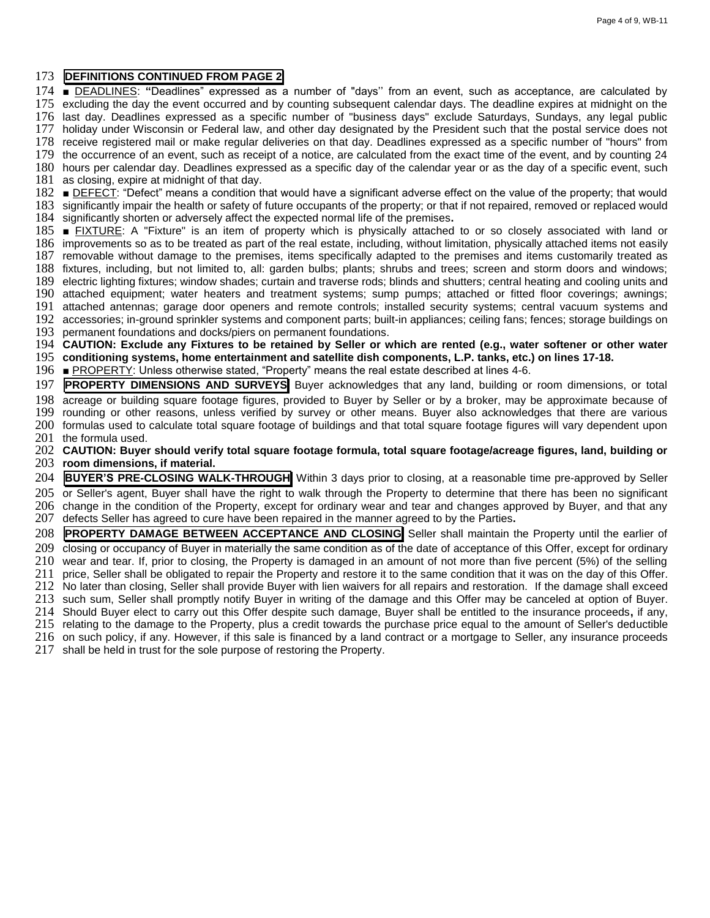**DEFINITIONS CONTINUED FROM PAGE 2**

■ DEADLINES: **"**Deadlines" expressed as a number of "days'' from an event, such as acceptance, are calculated by excluding the day the event occurred and by counting subsequent calendar days. The deadline expires at midnight on the last day. Deadlines expressed as a specific number of "business days" exclude Saturdays, Sundays, any legal public holiday under Wisconsin or Federal law, and other day designated by the President such that the postal service does not receive registered mail or make regular deliveries on that day. Deadlines expressed as a specific number of "hours" from the occurrence of an event, such as receipt of a notice, are calculated from the exact time of the event, and by counting 24 hours per calendar day. Deadlines expressed as a specific day of the calendar year or as the day of a specific event, such as closing, expire at midnight of that day.

■ DEFECT: "Defect" means a condition that would have a significant adverse effect on the value of the property; that would significantly impair the health or safety of future occupants of the property; or that if not repaired, removed or replaced would significantly shorten or adversely affect the expected normal life of the premises**.**

■ FIXTURE: A "Fixture" is an item of property which is physically attached to or so closely associated with land or improvements so as to be treated as part of the real estate, including, without limitation, physically attached items not easily removable without damage to the premises, items specifically adapted to the premises and items customarily treated as fixtures, including, but not limited to, all: garden bulbs; plants; shrubs and trees; screen and storm doors and windows; electric lighting fixtures; window shades; curtain and traverse rods; blinds and shutters; central heating and cooling units and attached equipment; water heaters and treatment systems; sump pumps; attached or fitted floor coverings; awnings; attached antennas; garage door openers and remote controls; installed security systems; central vacuum systems and accessories; in-ground sprinkler systems and component parts; built-in appliances; ceiling fans; fences; storage buildings on permanent foundations and docks/piers on permanent foundations.

**CAUTION: Exclude any Fixtures to be retained by Seller or which are rented (e.g., water softener or other water conditioning systems, home entertainment and satellite dish components, L.P. tanks, etc.) on lines 17-18.**

■ PROPERTY: Unless otherwise stated, "Property" means the real estate described at lines 4-6.

**PROPERTY DIMENSIONS AND SURVEYS** Buyer acknowledges that any land, building or room dimensions, or total acreage or building square footage figures, provided to Buyer by Seller or by a broker, may be approximate because of rounding or other reasons, unless verified by survey or other means. Buyer also acknowledges that there are various formulas used to calculate total square footage of buildings and that total square footage figures will vary dependent upon the formula used.

**CAUTION: Buyer should verify total square footage formula, total square footage/acreage figures, land, building or room dimensions, if material.**

**BUYER'S PRE-CLOSING WALK-THROUGH** Within 3 days prior to closing, at a reasonable time pre-approved by Seller or Seller's agent, Buyer shall have the right to walk through the Property to determine that there has been no significant change in the condition of the Property, except for ordinary wear and tear and changes approved by Buyer, and that any defects Seller has agreed to cure have been repaired in the manner agreed to by the Parties**.**

**PROPERTY DAMAGE BETWEEN ACCEPTANCE AND CLOSING** Seller shall maintain the Property until the earlier of closing or occupancy of Buyer in materially the same condition as of the date of acceptance of this Offer, except for ordinary wear and tear. If, prior to closing, the Property is damaged in an amount of not more than five percent (5%) of the selling price, Seller shall be obligated to repair the Property and restore it to the same condition that it was on the day of this Offer. No later than closing, Seller shall provide Buyer with lien waivers for all repairs and restoration. If the damage shall exceed such sum, Seller shall promptly notify Buyer in writing of the damage and this Offer may be canceled at option of Buyer. Should Buyer elect to carry out this Offer despite such damage, Buyer shall be entitled to the insurance proceeds**,** if any, relating to the damage to the Property, plus a credit towards the purchase price equal to the amount of Seller's deductible on such policy, if any. However, if this sale is financed by a land contract or a mortgage to Seller, any insurance proceeds shall be held in trust for the sole purpose of restoring the Property.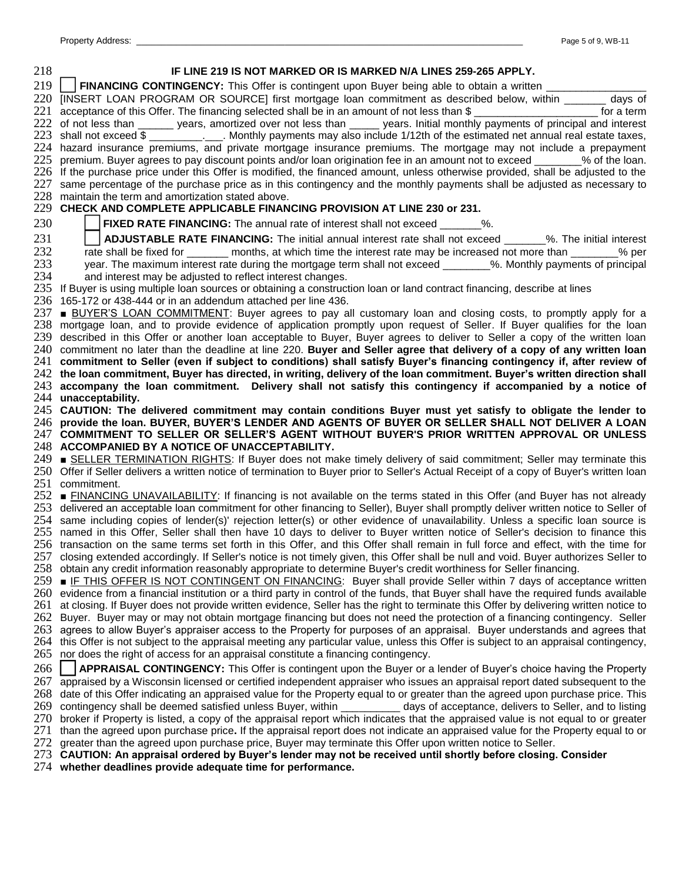218 **IF LINE 219 IS NOT MARKED OR IS MARKED N/A LINES 259-265 APPLY.**

219 ☐ **FINANCING CONTINGENCY:** This Offer is contingent upon Buyer being able to obtain a written _________________
220 [INSERT LOAN PROGRAM OR SOURCE] first mortgage loan commitment as described below, within _______ days of
221 acceptance of this Offer. The financing selected shall be in an amount of not less than $ _____________________ for a term
222 of not less than ______ years, amortized over not less than _____ years. Initial monthly payments of principal and interest
223 shall not exceed $ _________.___. Monthly payments may also include 1/12th of the estimated net annual real estate taxes,
224 hazard insurance premiums, and private mortgage insurance premiums. The mortgage may not include a prepayment
225 premium. Buyer agrees to pay discount points and/or loan origination fee in an amount not to exceed ________% of the loan.
226 If the purchase price under this Offer is modified, the financed amount, unless otherwise provided, shall be adjusted to the
227 same percentage of the purchase price as in this contingency and the monthly payments shall be adjusted as necessary to
228 maintain the term and amortization stated above.

229 **CHECK AND COMPLETE APPLICABLE FINANCING PROVISION AT LINE 230 or 231.**

230 ☐ **FIXED RATE FINANCING:** The annual rate of interest shall not exceed _______%.

231 ☐ **ADJUSTABLE RATE FINANCING:** The initial annual interest rate shall not exceed _______%. The initial interest
232 rate shall be fixed for _______ months, at which time the interest rate may be increased not more than ________% per
233 year. The maximum interest rate during the mortgage term shall not exceed ________%. Monthly payments of principal
234 and interest may be adjusted to reflect interest changes.

235 If Buyer is using multiple loan sources or obtaining a construction loan or land contract financing, describe at lines
236 165-172 or 438-444 or in an addendum attached per line 436.

237 ■ <u>BUYER'S LOAN COMMITMENT</u>: Buyer agrees to pay all customary loan and closing costs, to promptly apply for a
238 mortgage loan, and to provide evidence of application promptly upon request of Seller. If Buyer qualifies for the loan
239 described in this Offer or another loan acceptable to Buyer, Buyer agrees to deliver to Seller a copy of the written loan
240 commitment no later than the deadline at line 220. **Buyer and Seller agree that delivery of a copy of any written loan
241 commitment to Seller (even if subject to conditions) shall satisfy Buyer's financing contingency if, after review of
242 the loan commitment, Buyer has directed, in writing, delivery of the loan commitment. Buyer's written direction shall
243 accompany the loan commitment. Delivery shall not satisfy this contingency if accompanied by a notice of
244 unacceptability.**

245 **CAUTION: The delivered commitment may contain conditions Buyer must yet satisfy to obligate the lender to
246 provide the loan. BUYER, BUYER'S LENDER AND AGENTS OF BUYER OR SELLER SHALL NOT DELIVER A LOAN
247 COMMITMENT TO SELLER OR SELLER'S AGENT WITHOUT BUYER'S PRIOR WRITTEN APPROVAL OR UNLESS
248 ACCOMPANIED BY A NOTICE OF UNACCEPTABILITY.**

249 ■ <u>SELLER TERMINATION RIGHTS</u>: If Buyer does not make timely delivery of said commitment; Seller may terminate this
250 Offer if Seller delivers a written notice of termination to Buyer prior to Seller's Actual Receipt of a copy of Buyer's written loan
251 commitment.

252 ■ <u>FINANCING UNAVAILABILITY</u>: If financing is not available on the terms stated in this Offer (and Buyer has not already
253 delivered an acceptable loan commitment for other financing to Seller), Buyer shall promptly deliver written notice to Seller of
254 same including copies of lender(s)' rejection letter(s) or other evidence of unavailability. Unless a specific loan source is
255 named in this Offer, Seller shall then have 10 days to deliver to Buyer written notice of Seller's decision to finance this
256 transaction on the same terms set forth in this Offer, and this Offer shall remain in full force and effect, with the time for
257 closing extended accordingly. If Seller's notice is not timely given, this Offer shall be null and void. Buyer authorizes Seller to
258 obtain any credit information reasonably appropriate to determine Buyer's credit worthiness for Seller financing.

259 ■ <u>IF THIS OFFER IS NOT CONTINGENT ON FINANCING</u>: Buyer shall provide Seller within 7 days of acceptance written
260 evidence from a financial institution or a third party in control of the funds, that Buyer shall have the required funds available
261 at closing. If Buyer does not provide written evidence, Seller has the right to terminate this Offer by delivering written notice to
262 Buyer. Buyer may or may not obtain mortgage financing but does not need the protection of a financing contingency. Seller
263 agrees to allow Buyer's appraiser access to the Property for purposes of an appraisal. Buyer understands and agrees that
264 this Offer is not subject to the appraisal meeting any particular value, unless this Offer is subject to an appraisal contingency,
265 nor does the right of access for an appraisal constitute a financing contingency.

266 ☐ **APPRAISAL CONTINGENCY:** This Offer is contingent upon the Buyer or a lender of Buyer's choice having the Property
267 appraised by a Wisconsin licensed or certified independent appraiser who issues an appraisal report dated subsequent to the
268 date of this Offer indicating an appraised value for the Property equal to or greater than the agreed upon purchase price. This
269 contingency shall be deemed satisfied unless Buyer, within __________ days of acceptance, delivers to Seller, and to listing
270 broker if Property is listed, a copy of the appraisal report which indicates that the appraised value is not equal to or greater
271 than the agreed upon purchase price**.** If the appraisal report does not indicate an appraised value for the Property equal to or
272 greater than the agreed upon purchase price, Buyer may terminate this Offer upon written notice to Seller.

273 **CAUTION: An appraisal ordered by Buyer's lender may not be received until shortly before closing. Consider
274 whether deadlines provide adequate time for performance.**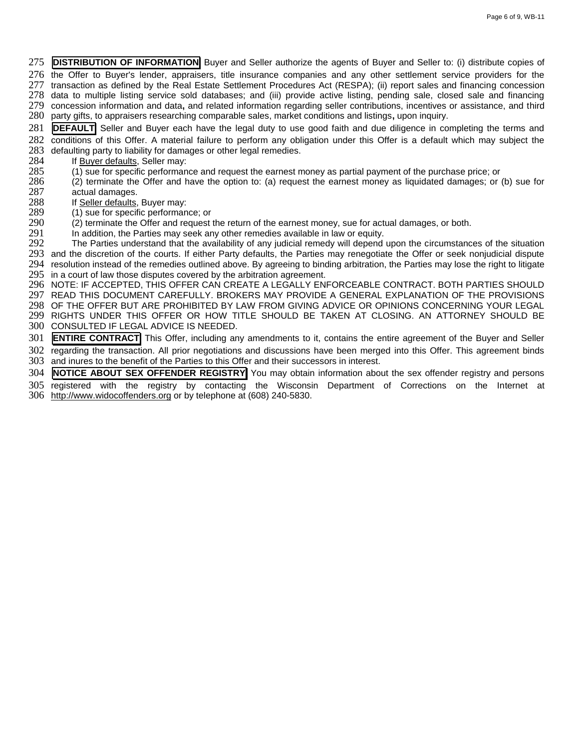**DISTRIBUTION OF INFORMATION** Buyer and Seller authorize the agents of Buyer and Seller to: (i) distribute copies of the Offer to Buyer's lender, appraisers, title insurance companies and any other settlement service providers for the transaction as defined by the Real Estate Settlement Procedures Act (RESPA); (ii) report sales and financing concession data to multiple listing service sold databases; and (iii) provide active listing, pending sale, closed sale and financing concession information and data**,** and related information regarding seller contributions, incentives or assistance, and third party gifts, to appraisers researching comparable sales, market conditions and listings**,** upon inquiry.

**DEFAULT** Seller and Buyer each have the legal duty to use good faith and due diligence in completing the terms and conditions of this Offer. A material failure to perform any obligation under this Offer is a default which may subject the defaulting party to liability for damages or other legal remedies.

If Buyer defaults, Seller may:

(1) sue for specific performance and request the earnest money as partial payment of the purchase price; or

(2) terminate the Offer and have the option to: (a) request the earnest money as liquidated damages; or (b) sue for actual damages.

If Seller defaults, Buyer may:

(1) sue for specific performance; or

(2) terminate the Offer and request the return of the earnest money, sue for actual damages, or both.

In addition, the Parties may seek any other remedies available in law or equity.

The Parties understand that the availability of any judicial remedy will depend upon the circumstances of the situation and the discretion of the courts. If either Party defaults, the Parties may renegotiate the Offer or seek nonjudicial dispute resolution instead of the remedies outlined above. By agreeing to binding arbitration, the Parties may lose the right to litigate in a court of law those disputes covered by the arbitration agreement.

NOTE: IF ACCEPTED, THIS OFFER CAN CREATE A LEGALLY ENFORCEABLE CONTRACT. BOTH PARTIES SHOULD READ THIS DOCUMENT CAREFULLY. BROKERS MAY PROVIDE A GENERAL EXPLANATION OF THE PROVISIONS OF THE OFFER BUT ARE PROHIBITED BY LAW FROM GIVING ADVICE OR OPINIONS CONCERNING YOUR LEGAL RIGHTS UNDER THIS OFFER OR HOW TITLE SHOULD BE TAKEN AT CLOSING. AN ATTORNEY SHOULD BE CONSULTED IF LEGAL ADVICE IS NEEDED.

**ENTIRE CONTRACT** This Offer, including any amendments to it, contains the entire agreement of the Buyer and Seller regarding the transaction. All prior negotiations and discussions have been merged into this Offer. This agreement binds and inures to the benefit of the Parties to this Offer and their successors in interest.

**NOTICE ABOUT SEX OFFENDER REGISTRY** You may obtain information about the sex offender registry and persons registered with the registry by contacting the Wisconsin Department of Corrections on the Internet at http://www.widocoffenders.org or by telephone at (608) 240-5830.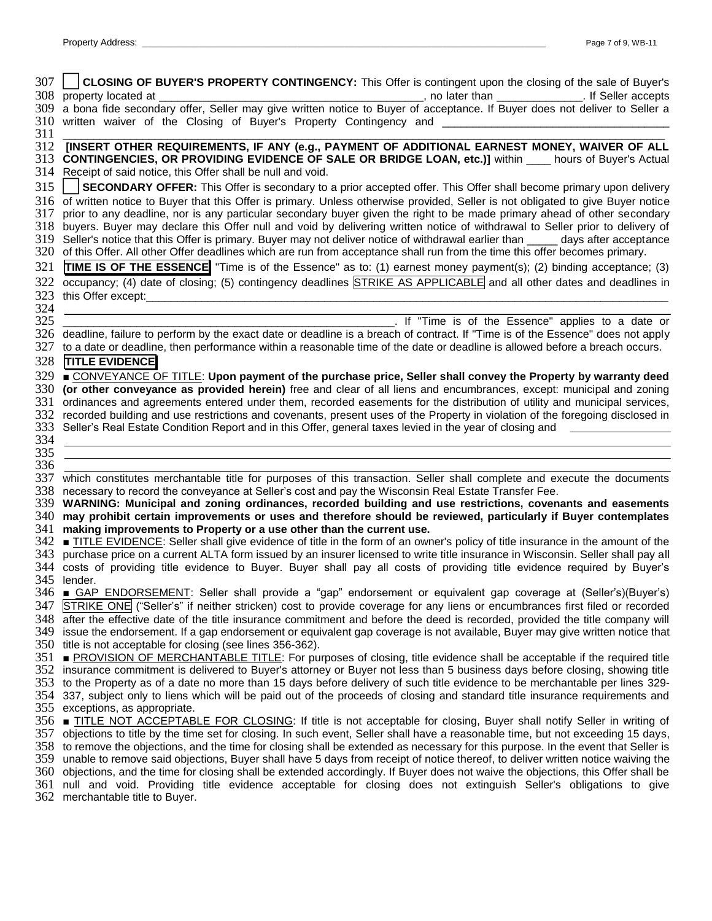307 ☐ **CLOSING OF BUYER'S PROPERTY CONTINGENCY:** This Offer is contingent upon the closing of the sale of Buyer's
308 property located at ___________________________________________, no later than ______________. If Seller accepts
309 a bona fide secondary offer, Seller may give written notice to Buyer of acceptance. If Buyer does not deliver to Seller a
310 written waiver of the Closing of Buyer's Property Contingency and ___________________________________
311 ______________________________________________________________________________________________
312 **[INSERT OTHER REQUIREMENTS, IF ANY (e.g., PAYMENT OF ADDITIONAL EARNEST MONEY, WAIVER OF ALL**
313 **CONTINGENCIES, OR PROVIDING EVIDENCE OF SALE OR BRIDGE LOAN, etc.)]** within ____ hours of Buyer's Actual
314 Receipt of said notice, this Offer shall be null and void.

315 ☐ **SECONDARY OFFER:** This Offer is secondary to a prior accepted offer. This Offer shall become primary upon delivery
316 of written notice to Buyer that this Offer is primary. Unless otherwise provided, Seller is not obligated to give Buyer notice
317 prior to any deadline, nor is any particular secondary buyer given the right to be made primary ahead of other secondary
318 buyers. Buyer may declare this Offer null and void by delivering written notice of withdrawal to Seller prior to delivery of
319 Seller's notice that this Offer is primary. Buyer may not deliver notice of withdrawal earlier than _____ days after acceptance
320 of this Offer. All other Offer deadlines which are run from acceptance shall run from the time this offer becomes primary.

321 **TIME IS OF THE ESSENCE** "Time is of the Essence" as to: (1) earnest money payment(s); (2) binding acceptance; (3)
322 occupancy; (4) date of closing; (5) contingency deadlines STRIKE AS APPLICABLE and all other dates and deadlines in
323 this Offer except:______________________________________________________________________________
324 ______________________________________________________________________________________________
325 _______________________________________________________. If "Time is of the Essence" applies to a date or
326 deadline, failure to perform by the exact date or deadline is a breach of contract. If "Time is of the Essence" does not apply
327 to a date or deadline, then performance within a reasonable time of the date or deadline is allowed before a breach occurs.

328 **TITLE EVIDENCE**

329 ■ CONVEYANCE OF TITLE: **Upon payment of the purchase price, Seller shall convey the Property by warranty deed**
330 **(or other conveyance as provided herein)** free and clear of all liens and encumbrances, except: municipal and zoning
331 ordinances and agreements entered under them, recorded easements for the distribution of utility and municipal services,
332 recorded building and use restrictions and covenants, present uses of the Property in violation of the foregoing disclosed in
333 Seller's Real Estate Condition Report and in this Offer, general taxes levied in the year of closing and ________________
334 ______________________________________________________________________________________________
335 ______________________________________________________________________________________________
336 ______________________________________________________________________________________________
337 which constitutes merchantable title for purposes of this transaction. Seller shall complete and execute the documents
338 necessary to record the conveyance at Seller's cost and pay the Wisconsin Real Estate Transfer Fee.
339 **WARNING: Municipal and zoning ordinances, recorded building and use restrictions, covenants and easements**
340 **may prohibit certain improvements or uses and therefore should be reviewed, particularly if Buyer contemplates**
341 **making improvements to Property or a use other than the current use.**

342 ■ TITLE EVIDENCE: Seller shall give evidence of title in the form of an owner's policy of title insurance in the amount of the
343 purchase price on a current ALTA form issued by an insurer licensed to write title insurance in Wisconsin. Seller shall pay all
344 costs of providing title evidence to Buyer. Buyer shall pay all costs of providing title evidence required by Buyer's
345 lender.

346 ■ GAP ENDORSEMENT: Seller shall provide a "gap" endorsement or equivalent gap coverage at (Seller's)(Buyer's)
347 STRIKE ONE ("Seller's" if neither stricken) cost to provide coverage for any liens or encumbrances first filed or recorded
348 after the effective date of the title insurance commitment and before the deed is recorded, provided the title company will
349 issue the endorsement. If a gap endorsement or equivalent gap coverage is not available, Buyer may give written notice that
350 title is not acceptable for closing (see lines 356-362).

351 ■ PROVISION OF MERCHANTABLE TITLE: For purposes of closing, title evidence shall be acceptable if the required title
352 insurance commitment is delivered to Buyer's attorney or Buyer not less than 5 business days before closing, showing title
353 to the Property as of a date no more than 15 days before delivery of such title evidence to be merchantable per lines 329-
354 337, subject only to liens which will be paid out of the proceeds of closing and standard title insurance requirements and
355 exceptions, as appropriate.

356 ■ TITLE NOT ACCEPTABLE FOR CLOSING: If title is not acceptable for closing, Buyer shall notify Seller in writing of
357 objections to title by the time set for closing. In such event, Seller shall have a reasonable time, but not exceeding 15 days,
358 to remove the objections, and the time for closing shall be extended as necessary for this purpose. In the event that Seller is
359 unable to remove said objections, Buyer shall have 5 days from receipt of notice thereof, to deliver written notice waiving the
360 objections, and the time for closing shall be extended accordingly. If Buyer does not waive the objections, this Offer shall be
361 null and void. Providing title evidence acceptable for closing does not extinguish Seller's obligations to give
362 merchantable title to Buyer.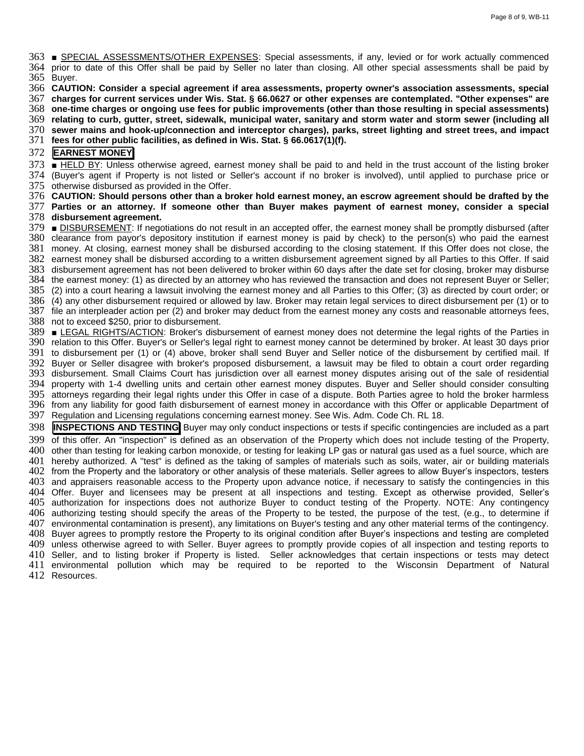■ SPECIAL ASSESSMENTS/OTHER EXPENSES: Special assessments, if any, levied or for work actually commenced prior to date of this Offer shall be paid by Seller no later than closing. All other special assessments shall be paid by Buyer.

**CAUTION: Consider a special agreement if area assessments, property owner's association assessments, special charges for current services under Wis. Stat. § 66.0627 or other expenses are contemplated. "Other expenses" are one-time charges or ongoing use fees for public improvements (other than those resulting in special assessments) relating to curb, gutter, street, sidewalk, municipal water, sanitary and storm water and storm sewer (including all sewer mains and hook-up/connection and interceptor charges), parks, street lighting and street trees, and impact fees for other public facilities, as defined in Wis. Stat. § 66.0617(1)(f).**

**EARNEST MONEY**

■ HELD BY: Unless otherwise agreed, earnest money shall be paid to and held in the trust account of the listing broker (Buyer's agent if Property is not listed or Seller's account if no broker is involved), until applied to purchase price or otherwise disbursed as provided in the Offer.

**CAUTION: Should persons other than a broker hold earnest money, an escrow agreement should be drafted by the Parties or an attorney. If someone other than Buyer makes payment of earnest money, consider a special disbursement agreement.**

■ DISBURSEMENT: If negotiations do not result in an accepted offer, the earnest money shall be promptly disbursed (after clearance from payor's depository institution if earnest money is paid by check) to the person(s) who paid the earnest money. At closing, earnest money shall be disbursed according to the closing statement. If this Offer does not close, the earnest money shall be disbursed according to a written disbursement agreement signed by all Parties to this Offer. If said disbursement agreement has not been delivered to broker within 60 days after the date set for closing, broker may disburse the earnest money: (1) as directed by an attorney who has reviewed the transaction and does not represent Buyer or Seller; (2) into a court hearing a lawsuit involving the earnest money and all Parties to this Offer; (3) as directed by court order; or (4) any other disbursement required or allowed by law. Broker may retain legal services to direct disbursement per (1) or to file an interpleader action per (2) and broker may deduct from the earnest money any costs and reasonable attorneys fees, not to exceed $250, prior to disbursement.

■ LEGAL RIGHTS/ACTION: Broker's disbursement of earnest money does not determine the legal rights of the Parties in relation to this Offer. Buyer's or Seller's legal right to earnest money cannot be determined by broker. At least 30 days prior to disbursement per (1) or (4) above, broker shall send Buyer and Seller notice of the disbursement by certified mail. If Buyer or Seller disagree with broker's proposed disbursement, a lawsuit may be filed to obtain a court order regarding disbursement. Small Claims Court has jurisdiction over all earnest money disputes arising out of the sale of residential property with 1-4 dwelling units and certain other earnest money disputes. Buyer and Seller should consider consulting attorneys regarding their legal rights under this Offer in case of a dispute. Both Parties agree to hold the broker harmless from any liability for good faith disbursement of earnest money in accordance with this Offer or applicable Department of Regulation and Licensing regulations concerning earnest money. See Wis. Adm. Code Ch. RL 18.

**INSPECTIONS AND TESTING** Buyer may only conduct inspections or tests if specific contingencies are included as a part of this offer. An "inspection" is defined as an observation of the Property which does not include testing of the Property, other than testing for leaking carbon monoxide, or testing for leaking LP gas or natural gas used as a fuel source, which are hereby authorized. A "test" is defined as the taking of samples of materials such as soils, water, air or building materials from the Property and the laboratory or other analysis of these materials. Seller agrees to allow Buyer's inspectors, testers and appraisers reasonable access to the Property upon advance notice, if necessary to satisfy the contingencies in this Offer. Buyer and licensees may be present at all inspections and testing. Except as otherwise provided, Seller's authorization for inspections does not authorize Buyer to conduct testing of the Property. NOTE: Any contingency authorizing testing should specify the areas of the Property to be tested, the purpose of the test, (e.g., to determine if environmental contamination is present), any limitations on Buyer's testing and any other material terms of the contingency. Buyer agrees to promptly restore the Property to its original condition after Buyer's inspections and testing are completed unless otherwise agreed to with Seller. Buyer agrees to promptly provide copies of all inspection and testing reports to Seller, and to listing broker if Property is listed. Seller acknowledges that certain inspections or tests may detect environmental pollution which may be required to be reported to the Wisconsin Department of Natural Resources.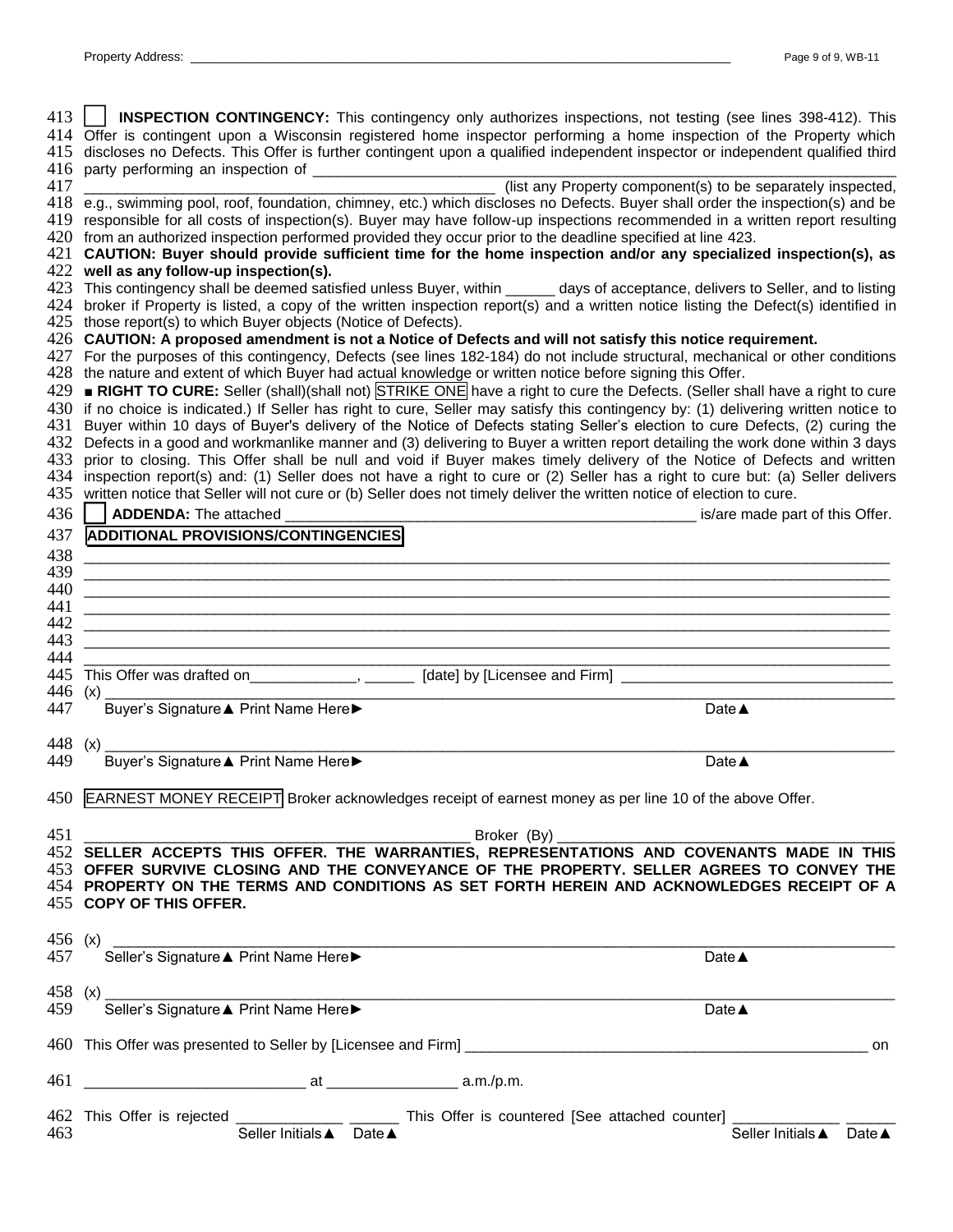413 ☐ **INSPECTION CONTINGENCY:** This contingency only authorizes inspections, not testing (see lines 398-412). This
414 Offer is contingent upon a Wisconsin registered home inspector performing a home inspection of the Property which
415 discloses no Defects. This Offer is further contingent upon a qualified independent inspector or independent qualified third
416 party performing an inspection of ______________________________________________________________
417 _______________________________________________ (list any Property component(s) to be separately inspected,
418 e.g., swimming pool, roof, foundation, chimney, etc.) which discloses no Defects. Buyer shall order the inspection(s) and be
419 responsible for all costs of inspection(s). Buyer may have follow-up inspections recommended in a written report resulting
420 from an authorized inspection performed provided they occur prior to the deadline specified at line 423.
421 **CAUTION: Buyer should provide sufficient time for the home inspection and/or any specialized inspection(s), as**
422 **well as any follow-up inspection(s).**
423 This contingency shall be deemed satisfied unless Buyer, within ______ days of acceptance, delivers to Seller, and to listing
424 broker if Property is listed, a copy of the written inspection report(s) and a written notice listing the Defect(s) identified in
425 those report(s) to which Buyer objects (Notice of Defects).
426 **CAUTION: A proposed amendment is not a Notice of Defects and will not satisfy this notice requirement.**
427 For the purposes of this contingency, Defects (see lines 182-184) do not include structural, mechanical or other conditions
428 the nature and extent of which Buyer had actual knowledge or written notice before signing this Offer.
429 ■ **RIGHT TO CURE:** Seller (shall)(shall not) STRIKE ONE have a right to cure the Defects. (Seller shall have a right to cure
430 if no choice is indicated.) If Seller has right to cure, Seller may satisfy this contingency by: (1) delivering written notice to
431 Buyer within 10 days of Buyer's delivery of the Notice of Defects stating Seller's election to cure Defects, (2) curing the
432 Defects in a good and workmanlike manner and (3) delivering to Buyer a written report detailing the work done within 3 days
433 prior to closing. This Offer shall be null and void if Buyer makes timely delivery of the Notice of Defects and written
434 inspection report(s) and: (1) Seller does not have a right to cure or (2) Seller has a right to cure but: (a) Seller delivers
435 written notice that Seller will not cure or (b) Seller does not timely deliver the written notice of election to cure.
436 ☐ **ADDENDA:** The attached ____________________________________________________ is/are made part of this Offer.
437 **ADDITIONAL PROVISIONS/CONTINGENCIES**
438 ____________________________________________________________________________________________
439 ____________________________________________________________________________________________
440 ____________________________________________________________________________________________
441 ____________________________________________________________________________________________
442 ____________________________________________________________________________________________
443 ____________________________________________________________________________________________
444 ____________________________________________________________________________________________
445 This Offer was drafted on_____________, ______ [date] by [Licensee and Firm] _________________________________
446 (x) ____________________________________________________________________________________________
447 Buyer's Signature ▲ Print Name Here ► Date ▲

448 (x) ____________________________________________________________________________________________
449 Buyer's Signature ▲ Print Name Here ► Date ▲

450 EARNEST MONEY RECEIPT Broker acknowledges receipt of earnest money as per line 10 of the above Offer.

451 ______________________________________________ Broker (By) ______________________________________
452 **SELLER ACCEPTS THIS OFFER. THE WARRANTIES, REPRESENTATIONS AND COVENANTS MADE IN THIS**
453 **OFFER SURVIVE CLOSING AND THE CONVEYANCE OF THE PROPERTY. SELLER AGREES TO CONVEY THE**
454 **PROPERTY ON THE TERMS AND CONDITIONS AS SET FORTH HEREIN AND ACKNOWLEDGES RECEIPT OF A**
455 **COPY OF THIS OFFER.**

456 (x) ____________________________________________________________________________________________
457 Seller's Signature ▲ Print Name Here ► Date ▲

458 (x) ____________________________________________________________________________________________
459 Seller's Signature ▲ Print Name Here ► Date ▲

460 This Offer was presented to Seller by [Licensee and Firm] ___________________________________________________ on

461 __________________________ at ________________ a.m./p.m.

462 This Offer is rejected _____________ ______ This Offer is countered [See attached counter] _____________ ______
463 Seller Initials ▲ Date ▲ Seller Initials ▲ Date ▲